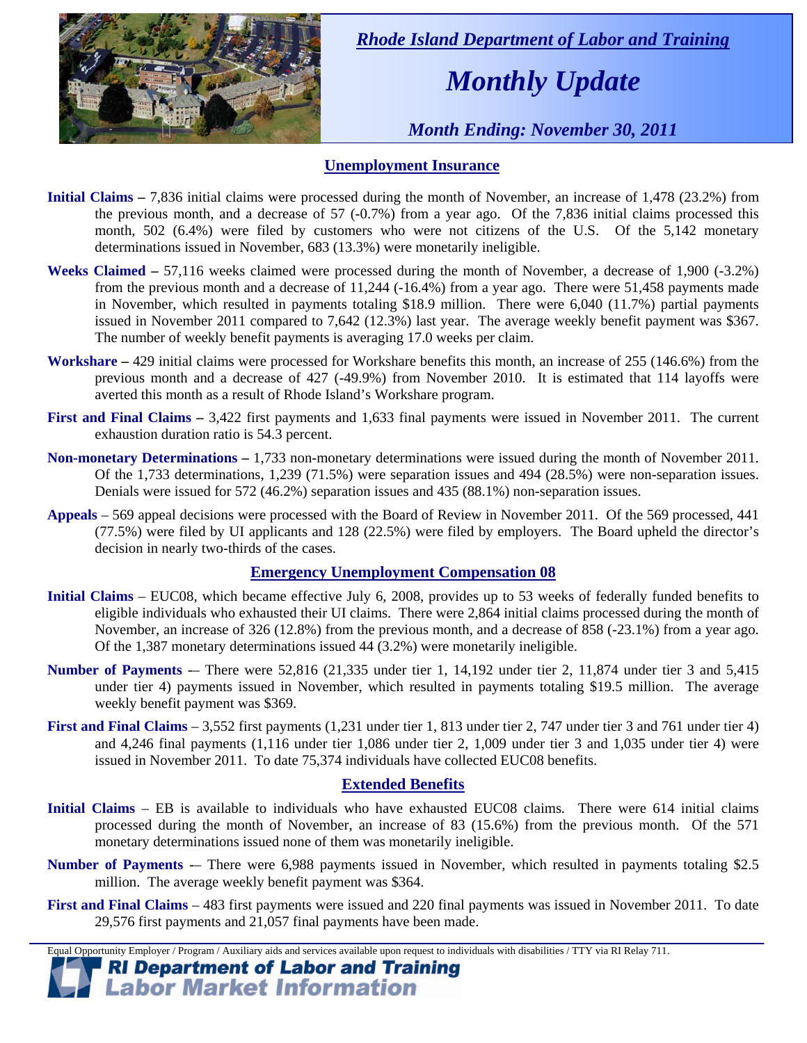*Rhode Island Department of Labor and Training*

# *Monthly Update*

*Month Ending: November 30, 2011*

## Unemployment Insurance

**Initial Claims –** 7,836 initial claims were processed during the month of November, an increase of 1,478 (23.2%) from the previous month, and a decrease of 57 (-0.7%) from a year ago. Of the 7,836 initial claims processed this month, 502 (6.4%) were filed by customers who were not citizens of the U.S. Of the 5,142 monetary determinations issued in November, 683 (13.3%) were monetarily ineligible.

**Weeks Claimed –** 57,116 weeks claimed were processed during the month of November, a decrease of 1,900 (-3.2%) from the previous month and a decrease of 11,244 (-16.4%) from a year ago. There were 51,458 payments made in November, which resulted in payments totaling $18.9 million. There were 6,040 (11.7%) partial payments issued in November 2011 compared to 7,642 (12.3%) last year. The average weekly benefit payment was $367. The number of weekly benefit payments is averaging 17.0 weeks per claim.

**Workshare –** 429 initial claims were processed for Workshare benefits this month, an increase of 255 (146.6%) from the previous month and a decrease of 427 (-49.9%) from November 2010. It is estimated that 114 layoffs were averted this month as a result of Rhode Island's Workshare program.

**First and Final Claims –** 3,422 first payments and 1,633 final payments were issued in November 2011. The current exhaustion duration ratio is 54.3 percent.

**Non-monetary Determinations –** 1,733 non-monetary determinations were issued during the month of November 2011. Of the 1,733 determinations, 1,239 (71.5%) were separation issues and 494 (28.5%) were non-separation issues. Denials were issued for 572 (46.2%) separation issues and 435 (88.1%) non-separation issues.

**Appeals** – 569 appeal decisions were processed with the Board of Review in November 2011. Of the 569 processed, 441 (77.5%) were filed by UI applicants and 128 (22.5%) were filed by employers. The Board upheld the director's decision in nearly two-thirds of the cases.

## Emergency Unemployment Compensation 08

**Initial Claims** – EUC08, which became effective July 6, 2008, provides up to 53 weeks of federally funded benefits to eligible individuals who exhausted their UI claims. There were 2,864 initial claims processed during the month of November, an increase of 326 (12.8%) from the previous month, and a decrease of 858 (-23.1%) from a year ago. Of the 1,387 monetary determinations issued 44 (3.2%) were monetarily ineligible.

**Number of Payments** -– There were 52,816 (21,335 under tier 1, 14,192 under tier 2, 11,874 under tier 3 and 5,415 under tier 4) payments issued in November, which resulted in payments totaling $19.5 million. The average weekly benefit payment was $369.

**First and Final Claims** – 3,552 first payments (1,231 under tier 1, 813 under tier 2, 747 under tier 3 and 761 under tier 4) and 4,246 final payments (1,116 under tier 1,086 under tier 2, 1,009 under tier 3 and 1,035 under tier 4) were issued in November 2011. To date 75,374 individuals have collected EUC08 benefits.

## Extended Benefits

**Initial Claims** – EB is available to individuals who have exhausted EUC08 claims. There were 614 initial claims processed during the month of November, an increase of 83 (15.6%) from the previous month. Of the 571 monetary determinations issued none of them was monetarily ineligible.

**Number of Payments** -– There were 6,988 payments issued in November, which resulted in payments totaling $2.5 million. The average weekly benefit payment was $364.

**First and Final Claims** – 483 first payments were issued and 220 final payments was issued in November 2011. To date 29,576 first payments and 21,057 final payments have been made.

Equal Opportunity Employer / Program / Auxiliary aids and services available upon request to individuals with disabilities / TTY via RI Relay 711.

**RI Department of Labor and Training**
**Labor Market Information**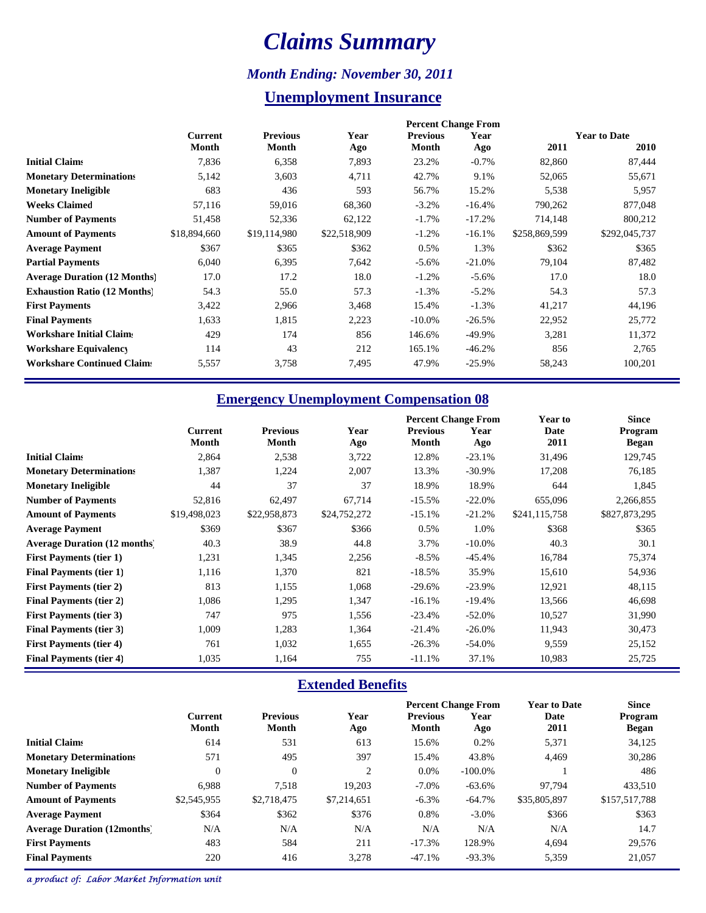# Claims Summary

## *Month Ending: November 30, 2011*

## Unemployment Insurance

| | Current Month | Previous Month | Year Ago | Percent Change From Previous Month | Percent Change From Year Ago | Year to Date 2011 | Year to Date 2010 |
|---|---|---|---|---|---|---|---|
| **Initial Claims** | 7,836 | 6,358 | 7,893 | 23.2% | -0.7% | 82,860 | 87,444 |
| **Monetary Determinations** | 5,142 | 3,603 | 4,711 | 42.7% | 9.1% | 52,065 | 55,671 |
| **Monetary Ineligible** | 683 | 436 | 593 | 56.7% | 15.2% | 5,538 | 5,957 |
| **Weeks Claimed** | 57,116 | 59,016 | 68,360 | -3.2% | -16.4% | 790,262 | 877,048 |
| **Number of Payments** | 51,458 | 52,336 | 62,122 | -1.7% | -17.2% | 714,148 | 800,212 |
| **Amount of Payments** | $18,894,660 | $19,114,980 | $22,518,909 | -1.2% | -16.1% | $258,869,599 | $292,045,737 |
| **Average Payment** | $367 | $365 | $362 | 0.5% | 1.3% | $362 | $365 |
| **Partial Payments** | 6,040 | 6,395 | 7,642 | -5.6% | -21.0% | 79,104 | 87,482 |
| **Average Duration (12 Months)** | 17.0 | 17.2 | 18.0 | -1.2% | -5.6% | 17.0 | 18.0 |
| **Exhaustion Ratio (12 Months)** | 54.3 | 55.0 | 57.3 | -1.3% | -5.2% | 54.3 | 57.3 |
| **First Payments** | 3,422 | 2,966 | 3,468 | 15.4% | -1.3% | 41,217 | 44,196 |
| **Final Payments** | 1,633 | 1,815 | 2,223 | -10.0% | -26.5% | 22,952 | 25,772 |
| **Workshare Initial Claims** | 429 | 174 | 856 | 146.6% | -49.9% | 3,281 | 11,372 |
| **Workshare Equivalency** | 114 | 43 | 212 | 165.1% | -46.2% | 856 | 2,765 |
| **Workshare Continued Claims** | 5,557 | 3,758 | 7,495 | 47.9% | -25.9% | 58,243 | 100,201 |

## Emergency Unemployment Compensation 08

| | Current Month | Previous Month | Year Ago | Percent Change From Previous Month | Percent Change From Year Ago | Year to Date 2011 | Since Program Began |
|---|---|---|---|---|---|---|---|
| **Initial Claims** | 2,864 | 2,538 | 3,722 | 12.8% | -23.1% | 31,496 | 129,745 |
| **Monetary Determinations** | 1,387 | 1,224 | 2,007 | 13.3% | -30.9% | 17,208 | 76,185 |
| **Monetary Ineligible** | 44 | 37 | 37 | 18.9% | 18.9% | 644 | 1,845 |
| **Number of Payments** | 52,816 | 62,497 | 67,714 | -15.5% | -22.0% | 655,096 | 2,266,855 |
| **Amount of Payments** | $19,498,023 | $22,958,873 | $24,752,272 | -15.1% | -21.2% | $241,115,758 | $827,873,295 |
| **Average Payment** | $369 | $367 | $366 | 0.5% | 1.0% | $368 | $365 |
| **Average Duration (12 months)** | 40.3 | 38.9 | 44.8 | 3.7% | -10.0% | 40.3 | 30.1 |
| **First Payments (tier 1)** | 1,231 | 1,345 | 2,256 | -8.5% | -45.4% | 16,784 | 75,374 |
| **Final Payments (tier 1)** | 1,116 | 1,370 | 821 | -18.5% | 35.9% | 15,610 | 54,936 |
| **First Payments (tier 2)** | 813 | 1,155 | 1,068 | -29.6% | -23.9% | 12,921 | 48,115 |
| **Final Payments (tier 2)** | 1,086 | 1,295 | 1,347 | -16.1% | -19.4% | 13,566 | 46,698 |
| **First Payments (tier 3)** | 747 | 975 | 1,556 | -23.4% | -52.0% | 10,527 | 31,990 |
| **Final Payments (tier 3)** | 1,009 | 1,283 | 1,364 | -21.4% | -26.0% | 11,943 | 30,473 |
| **First Payments (tier 4)** | 761 | 1,032 | 1,655 | -26.3% | -54.0% | 9,559 | 25,152 |
| **Final Payments (tier 4)** | 1,035 | 1,164 | 755 | -11.1% | 37.1% | 10,983 | 25,725 |

## Extended Benefits

| | Current Month | Previous Month | Year Ago | Percent Change From Previous Month | Percent Change From Year Ago | Year to Date 2011 | Since Program Began |
|---|---|---|---|---|---|---|---|
| **Initial Claims** | 614 | 531 | 613 | 15.6% | 0.2% | 5,371 | 34,125 |
| **Monetary Determinations** | 571 | 495 | 397 | 15.4% | 43.8% | 4,469 | 30,286 |
| **Monetary Ineligible** | 0 | 0 | 2 | 0.0% | -100.0% | 1 | 486 |
| **Number of Payments** | 6,988 | 7,518 | 19,203 | -7.0% | -63.6% | 97,794 | 433,510 |
| **Amount of Payments** | $2,545,955 | $2,718,475 | $7,214,651 | -6.3% | -64.7% | $35,805,897 | $157,517,788 |
| **Average Payment** | $364 | $362 | $376 | 0.8% | -3.0% | $366 | $363 |
| **Average Duration (12months)** | N/A | N/A | N/A | N/A | N/A | N/A | 14.7 |
| **First Payments** | 483 | 584 | 211 | -17.3% | 128.9% | 4,694 | 29,576 |
| **Final Payments** | 220 | 416 | 3,278 | -47.1% | -93.3% | 5,359 | 21,057 |

*a product of: Labor Market Information unit*